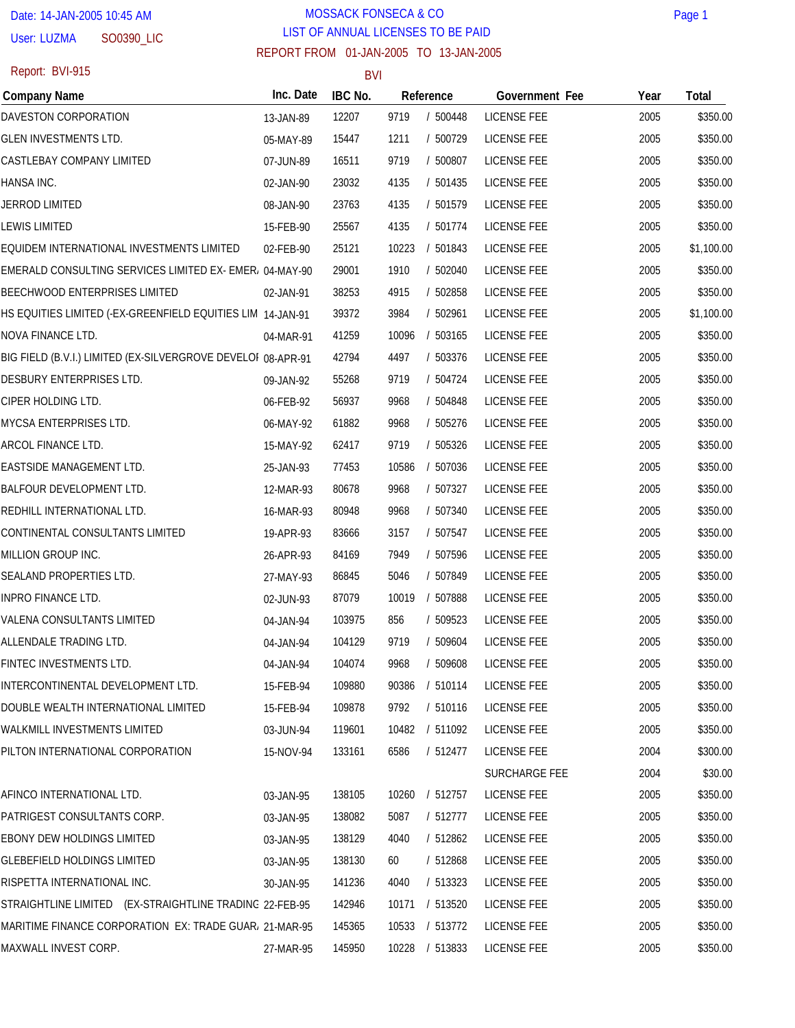Date: 14-JAN-2005 10:45 AM

User: LUZMA SO0390_LIC

Report: BVI-915

# MOSSACK FONSECA & CO

## LIST OF ANNUAL LICENSES TO BE PAID

REPORT FROM 01-JAN-2005 TO 13-JAN-2005

BVI

| Company Name | Inc. Date | IBC No. | Reference | Government Fee | Year | Total |
|---|---|---|---|---|---|---|
| DAVESTON CORPORATION | 13-JAN-89 | 12207 | 9719 / 500448 | LICENSE FEE | 2005 | $350.00 |
| GLEN INVESTMENTS LTD. | 05-MAY-89 | 15447 | 1211 / 500729 | LICENSE FEE | 2005 | $350.00 |
| CASTLEBAY COMPANY LIMITED | 07-JUN-89 | 16511 | 9719 / 500807 | LICENSE FEE | 2005 | $350.00 |
| HANSA INC. | 02-JAN-90 | 23032 | 4135 / 501435 | LICENSE FEE | 2005 | $350.00 |
| JERROD LIMITED | 08-JAN-90 | 23763 | 4135 / 501579 | LICENSE FEE | 2005 | $350.00 |
| LEWIS LIMITED | 15-FEB-90 | 25567 | 4135 / 501774 | LICENSE FEE | 2005 | $350.00 |
| EQUIDEM INTERNATIONAL INVESTMENTS LIMITED | 02-FEB-90 | 25121 | 10223 / 501843 | LICENSE FEE | 2005 | $1,100.00 |
| EMERALD CONSULTING SERVICES LIMITED EX- EMER/ | 04-MAY-90 | 29001 | 1910 / 502040 | LICENSE FEE | 2005 | $350.00 |
| BEECHWOOD ENTERPRISES LIMITED | 02-JAN-91 | 38253 | 4915 / 502858 | LICENSE FEE | 2005 | $350.00 |
| HS EQUITIES LIMITED (-EX-GREENFIELD EQUITIES LIM | 14-JAN-91 | 39372 | 3984 / 502961 | LICENSE FEE | 2005 | $1,100.00 |
| NOVA FINANCE LTD. | 04-MAR-91 | 41259 | 10096 / 503165 | LICENSE FEE | 2005 | $350.00 |
| BIG FIELD (B.V.I.) LIMITED (EX-SILVERGROVE DEVELOI | 08-APR-91 | 42794 | 4497 / 503376 | LICENSE FEE | 2005 | $350.00 |
| DESBURY ENTERPRISES LTD. | 09-JAN-92 | 55268 | 9719 / 504724 | LICENSE FEE | 2005 | $350.00 |
| CIPER HOLDING LTD. | 06-FEB-92 | 56937 | 9968 / 504848 | LICENSE FEE | 2005 | $350.00 |
| MYCSA ENTERPRISES LTD. | 06-MAY-92 | 61882 | 9968 / 505276 | LICENSE FEE | 2005 | $350.00 |
| ARCOL FINANCE LTD. | 15-MAY-92 | 62417 | 9719 / 505326 | LICENSE FEE | 2005 | $350.00 |
| EASTSIDE MANAGEMENT LTD. | 25-JAN-93 | 77453 | 10586 / 507036 | LICENSE FEE | 2005 | $350.00 |
| BALFOUR DEVELOPMENT LTD. | 12-MAR-93 | 80678 | 9968 / 507327 | LICENSE FEE | 2005 | $350.00 |
| REDHILL INTERNATIONAL LTD. | 16-MAR-93 | 80948 | 9968 / 507340 | LICENSE FEE | 2005 | $350.00 |
| CONTINENTAL CONSULTANTS LIMITED | 19-APR-93 | 83666 | 3157 / 507547 | LICENSE FEE | 2005 | $350.00 |
| MILLION GROUP INC. | 26-APR-93 | 84169 | 7949 / 507596 | LICENSE FEE | 2005 | $350.00 |
| SEALAND PROPERTIES LTD. | 27-MAY-93 | 86845 | 5046 / 507849 | LICENSE FEE | 2005 | $350.00 |
| INPRO FINANCE LTD. | 02-JUN-93 | 87079 | 10019 / 507888 | LICENSE FEE | 2005 | $350.00 |
| VALENA CONSULTANTS LIMITED | 04-JAN-94 | 103975 | 856 / 509523 | LICENSE FEE | 2005 | $350.00 |
| ALLENDALE TRADING LTD. | 04-JAN-94 | 104129 | 9719 / 509604 | LICENSE FEE | 2005 | $350.00 |
| FINTEC INVESTMENTS LTD. | 04-JAN-94 | 104074 | 9968 / 509608 | LICENSE FEE | 2005 | $350.00 |
| INTERCONTINENTAL DEVELOPMENT LTD. | 15-FEB-94 | 109880 | 90386 / 510114 | LICENSE FEE | 2005 | $350.00 |
| DOUBLE WEALTH INTERNATIONAL LIMITED | 15-FEB-94 | 109878 | 9792 / 510116 | LICENSE FEE | 2005 | $350.00 |
| WALKMILL INVESTMENTS LIMITED | 03-JUN-94 | 119601 | 10482 / 511092 | LICENSE FEE | 2005 | $350.00 |
| PILTON INTERNATIONAL CORPORATION | 15-NOV-94 | 133161 | 6586 / 512477 | LICENSE FEE | 2004 | $300.00 |
| | | | | SURCHARGE FEE | 2004 | $30.00 |
| AFINCO INTERNATIONAL LTD. | 03-JAN-95 | 138105 | 10260 / 512757 | LICENSE FEE | 2005 | $350.00 |
| PATRIGEST CONSULTANTS CORP. | 03-JAN-95 | 138082 | 5087 / 512777 | LICENSE FEE | 2005 | $350.00 |
| EBONY DEW HOLDINGS LIMITED | 03-JAN-95 | 138129 | 4040 / 512862 | LICENSE FEE | 2005 | $350.00 |
| GLEBEFIELD HOLDINGS LIMITED | 03-JAN-95 | 138130 | 60 / 512868 | LICENSE FEE | 2005 | $350.00 |
| RISPETTA INTERNATIONAL INC. | 30-JAN-95 | 141236 | 4040 / 513323 | LICENSE FEE | 2005 | $350.00 |
| STRAIGHTLINE LIMITED (EX-STRAIGHTLINE TRADINC | 22-FEB-95 | 142946 | 10171 / 513520 | LICENSE FEE | 2005 | $350.00 |
| MARITIME FINANCE CORPORATION EX: TRADE GUAR/ | 21-MAR-95 | 145365 | 10533 / 513772 | LICENSE FEE | 2005 | $350.00 |
| MAXWALL INVEST CORP. | 27-MAR-95 | 145950 | 10228 / 513833 | LICENSE FEE | 2005 | $350.00 |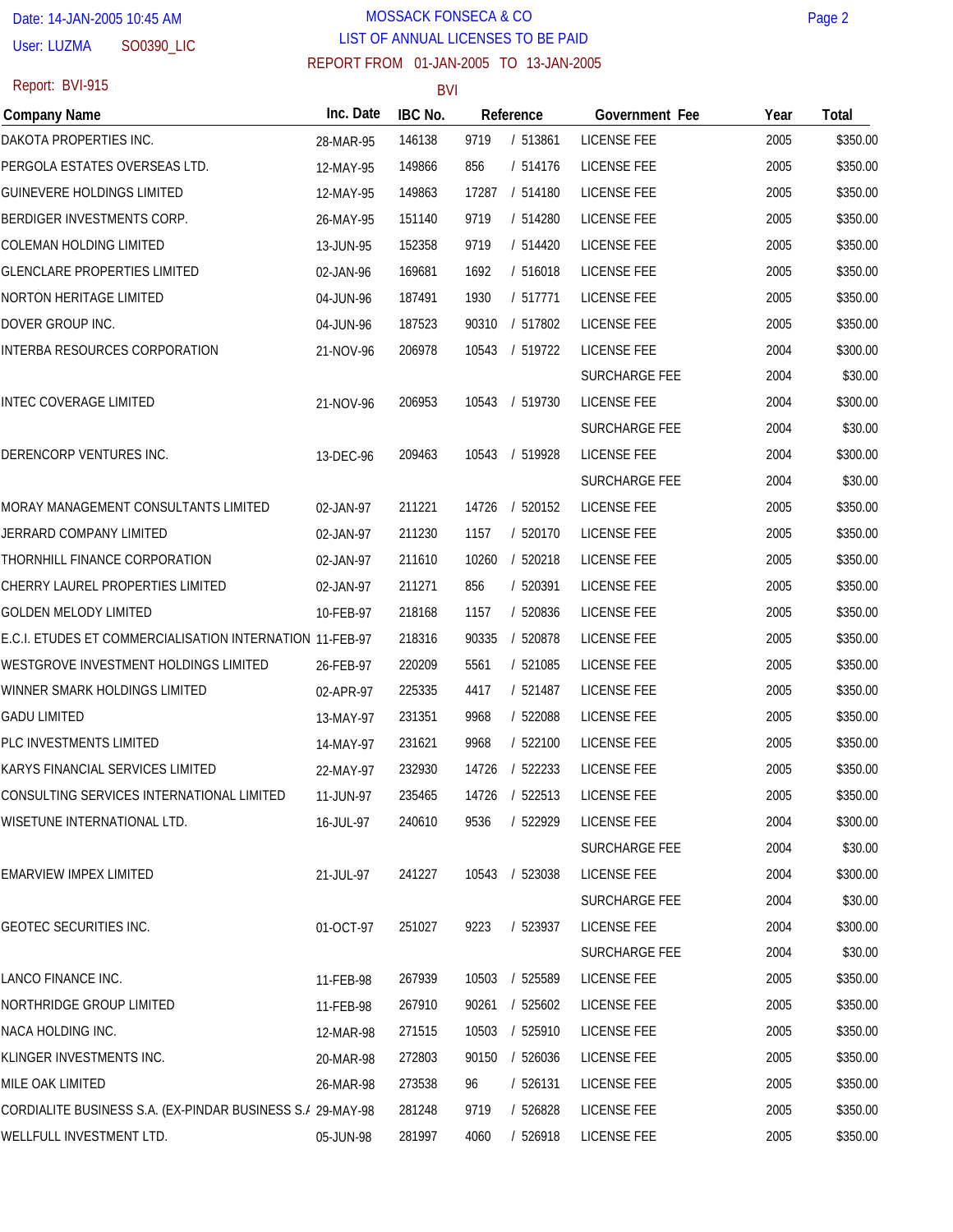Date: 14-JAN-2005 10:45 AM

User: LUZMA SO0390_LIC

Report: BVI-915

# MOSSACK FONSECA & CO

## LIST OF ANNUAL LICENSES TO BE PAID

REPORT FROM 01-JAN-2005 TO 13-JAN-2005

BVI

| Company Name | Inc. Date | IBC No. | Reference | Government Fee | Year | Total |
|---|---|---|---|---|---|---|
| DAKOTA PROPERTIES INC. | 28-MAR-95 | 146138 | 9719 / 513861 | LICENSE FEE | 2005 | $350.00 |
| PERGOLA ESTATES OVERSEAS LTD. | 12-MAY-95 | 149866 | 856 / 514176 | LICENSE FEE | 2005 | $350.00 |
| GUINEVERE HOLDINGS LIMITED | 12-MAY-95 | 149863 | 17287 / 514180 | LICENSE FEE | 2005 | $350.00 |
| BERDIGER INVESTMENTS CORP. | 26-MAY-95 | 151140 | 9719 / 514280 | LICENSE FEE | 2005 | $350.00 |
| COLEMAN HOLDING LIMITED | 13-JUN-95 | 152358 | 9719 / 514420 | LICENSE FEE | 2005 | $350.00 |
| GLENCLARE PROPERTIES LIMITED | 02-JAN-96 | 169681 | 1692 / 516018 | LICENSE FEE | 2005 | $350.00 |
| NORTON HERITAGE LIMITED | 04-JUN-96 | 187491 | 1930 / 517771 | LICENSE FEE | 2005 | $350.00 |
| DOVER GROUP INC. | 04-JUN-96 | 187523 | 90310 / 517802 | LICENSE FEE | 2005 | $350.00 |
| INTERBA RESOURCES CORPORATION | 21-NOV-96 | 206978 | 10543 / 519722 | LICENSE FEE | 2004 | $300.00 |
| | | | | SURCHARGE FEE | 2004 | $30.00 |
| INTEC COVERAGE LIMITED | 21-NOV-96 | 206953 | 10543 / 519730 | LICENSE FEE | 2004 | $300.00 |
| | | | | SURCHARGE FEE | 2004 | $30.00 |
| DERENCORP VENTURES INC. | 13-DEC-96 | 209463 | 10543 / 519928 | LICENSE FEE | 2004 | $300.00 |
| | | | | SURCHARGE FEE | 2004 | $30.00 |
| MORAY MANAGEMENT CONSULTANTS LIMITED | 02-JAN-97 | 211221 | 14726 / 520152 | LICENSE FEE | 2005 | $350.00 |
| JERRARD COMPANY LIMITED | 02-JAN-97 | 211230 | 1157 / 520170 | LICENSE FEE | 2005 | $350.00 |
| THORNHILL FINANCE CORPORATION | 02-JAN-97 | 211610 | 10260 / 520218 | LICENSE FEE | 2005 | $350.00 |
| CHERRY LAUREL PROPERTIES LIMITED | 02-JAN-97 | 211271 | 856 / 520391 | LICENSE FEE | 2005 | $350.00 |
| GOLDEN MELODY LIMITED | 10-FEB-97 | 218168 | 1157 / 520836 | LICENSE FEE | 2005 | $350.00 |
| E.C.I. ETUDES ET COMMERCIALISATION INTERNATION | 11-FEB-97 | 218316 | 90335 / 520878 | LICENSE FEE | 2005 | $350.00 |
| WESTGROVE INVESTMENT HOLDINGS LIMITED | 26-FEB-97 | 220209 | 5561 / 521085 | LICENSE FEE | 2005 | $350.00 |
| WINNER SMARK HOLDINGS LIMITED | 02-APR-97 | 225335 | 4417 / 521487 | LICENSE FEE | 2005 | $350.00 |
| GADU LIMITED | 13-MAY-97 | 231351 | 9968 / 522088 | LICENSE FEE | 2005 | $350.00 |
| PLC INVESTMENTS LIMITED | 14-MAY-97 | 231621 | 9968 / 522100 | LICENSE FEE | 2005 | $350.00 |
| KARYS FINANCIAL SERVICES LIMITED | 22-MAY-97 | 232930 | 14726 / 522233 | LICENSE FEE | 2005 | $350.00 |
| CONSULTING SERVICES INTERNATIONAL LIMITED | 11-JUN-97 | 235465 | 14726 / 522513 | LICENSE FEE | 2005 | $350.00 |
| WISETUNE INTERNATIONAL LTD. | 16-JUL-97 | 240610 | 9536 / 522929 | LICENSE FEE | 2004 | $300.00 |
| | | | | SURCHARGE FEE | 2004 | $30.00 |
| EMARVIEW IMPEX LIMITED | 21-JUL-97 | 241227 | 10543 / 523038 | LICENSE FEE | 2004 | $300.00 |
| | | | | SURCHARGE FEE | 2004 | $30.00 |
| GEOTEC SECURITIES INC. | 01-OCT-97 | 251027 | 9223 / 523937 | LICENSE FEE | 2004 | $300.00 |
| | | | | SURCHARGE FEE | 2004 | $30.00 |
| LANCO FINANCE INC. | 11-FEB-98 | 267939 | 10503 / 525589 | LICENSE FEE | 2005 | $350.00 |
| NORTHRIDGE GROUP LIMITED | 11-FEB-98 | 267910 | 90261 / 525602 | LICENSE FEE | 2005 | $350.00 |
| NACA HOLDING INC. | 12-MAR-98 | 271515 | 10503 / 525910 | LICENSE FEE | 2005 | $350.00 |
| KLINGER INVESTMENTS INC. | 20-MAR-98 | 272803 | 90150 / 526036 | LICENSE FEE | 2005 | $350.00 |
| MILE OAK LIMITED | 26-MAR-98 | 273538 | 96 / 526131 | LICENSE FEE | 2005 | $350.00 |
| CORDIALITE BUSINESS S.A. (EX-PINDAR BUSINESS S.A | 29-MAY-98 | 281248 | 9719 / 526828 | LICENSE FEE | 2005 | $350.00 |
| WELLFULL INVESTMENT LTD. | 05-JUN-98 | 281997 | 4060 / 526918 | LICENSE FEE | 2005 | $350.00 |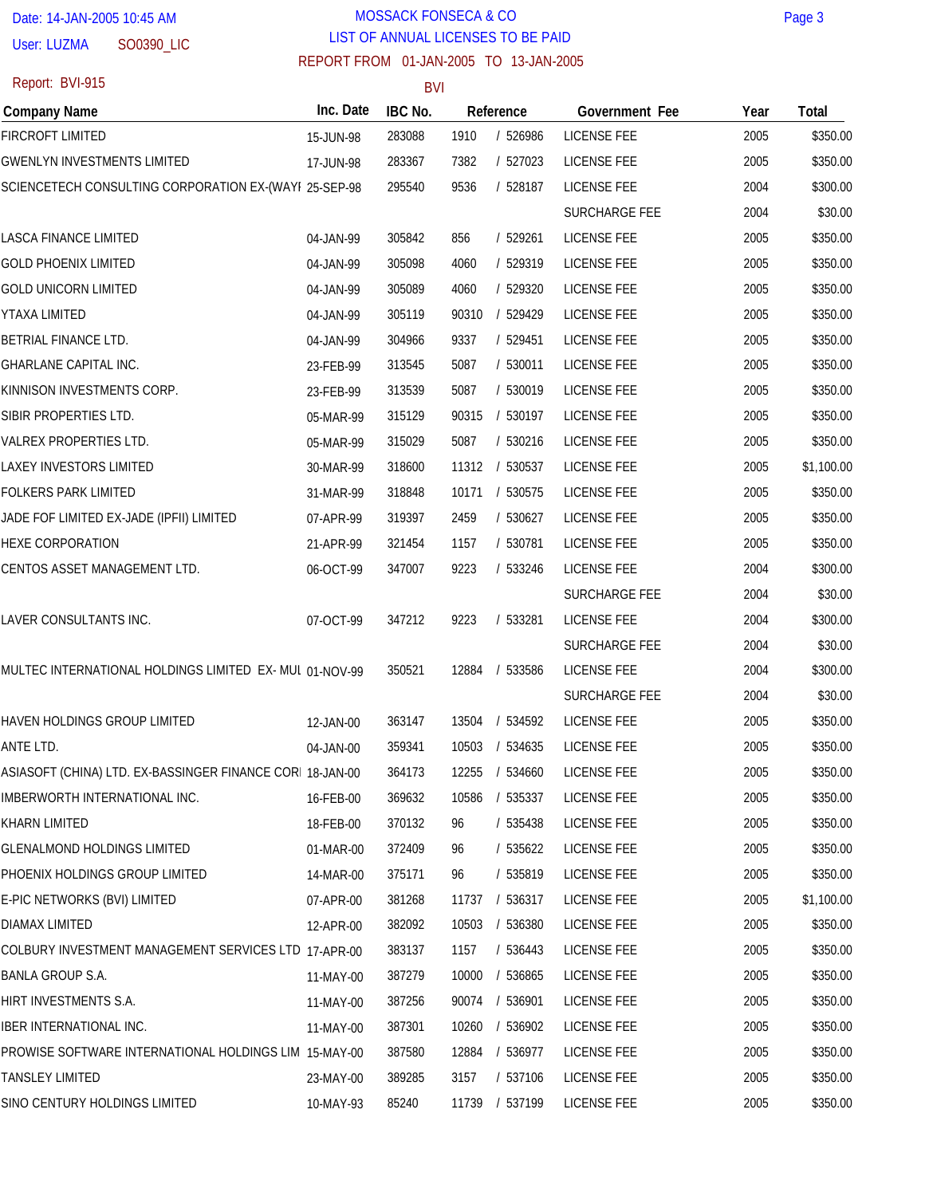Date: 14-JAN-2005 10:45 AM

User: LUZMA SO0390_LIC

Report: BVI-915

MOSSACK FONSECA & CO

LIST OF ANNUAL LICENSES TO BE PAID

REPORT FROM 01-JAN-2005 TO 13-JAN-2005

BVI

| Company Name | Inc. Date | IBC No. | Reference | Government Fee | Year | Total |
|---|---|---|---|---|---|---|
| FIRCROFT LIMITED | 15-JUN-98 | 283088 | 1910 / 526986 | LICENSE FEE | 2005 | $350.00 |
| GWENLYN INVESTMENTS LIMITED | 17-JUN-98 | 283367 | 7382 / 527023 | LICENSE FEE | 2005 | $350.00 |
| SCIENCETECH CONSULTING CORPORATION EX-(WAYI | 25-SEP-98 | 295540 | 9536 / 528187 | LICENSE FEE | 2004 | $300.00 |
| | | | | SURCHARGE FEE | 2004 | $30.00 |
| LASCA FINANCE LIMITED | 04-JAN-99 | 305842 | 856 / 529261 | LICENSE FEE | 2005 | $350.00 |
| GOLD PHOENIX LIMITED | 04-JAN-99 | 305098 | 4060 / 529319 | LICENSE FEE | 2005 | $350.00 |
| GOLD UNICORN LIMITED | 04-JAN-99 | 305089 | 4060 / 529320 | LICENSE FEE | 2005 | $350.00 |
| YTAXA LIMITED | 04-JAN-99 | 305119 | 90310 / 529429 | LICENSE FEE | 2005 | $350.00 |
| BETRIAL FINANCE LTD. | 04-JAN-99 | 304966 | 9337 / 529451 | LICENSE FEE | 2005 | $350.00 |
| GHARLANE CAPITAL INC. | 23-FEB-99 | 313545 | 5087 / 530011 | LICENSE FEE | 2005 | $350.00 |
| KINNISON INVESTMENTS CORP. | 23-FEB-99 | 313539 | 5087 / 530019 | LICENSE FEE | 2005 | $350.00 |
| SIBIR PROPERTIES LTD. | 05-MAR-99 | 315129 | 90315 / 530197 | LICENSE FEE | 2005 | $350.00 |
| VALREX PROPERTIES LTD. | 05-MAR-99 | 315029 | 5087 / 530216 | LICENSE FEE | 2005 | $350.00 |
| LAXEY INVESTORS LIMITED | 30-MAR-99 | 318600 | 11312 / 530537 | LICENSE FEE | 2005 | $1,100.00 |
| FOLKERS PARK LIMITED | 31-MAR-99 | 318848 | 10171 / 530575 | LICENSE FEE | 2005 | $350.00 |
| JADE FOF LIMITED EX-JADE (IPFII) LIMITED | 07-APR-99 | 319397 | 2459 / 530627 | LICENSE FEE | 2005 | $350.00 |
| HEXE CORPORATION | 21-APR-99 | 321454 | 1157 / 530781 | LICENSE FEE | 2005 | $350.00 |
| CENTOS ASSET MANAGEMENT LTD. | 06-OCT-99 | 347007 | 9223 / 533246 | LICENSE FEE | 2004 | $300.00 |
| | | | | SURCHARGE FEE | 2004 | $30.00 |
| LAVER CONSULTANTS INC. | 07-OCT-99 | 347212 | 9223 / 533281 | LICENSE FEE | 2004 | $300.00 |
| | | | | SURCHARGE FEE | 2004 | $30.00 |
| MULTEC INTERNATIONAL HOLDINGS LIMITED EX- MUL | 01-NOV-99 | 350521 | 12884 / 533586 | LICENSE FEE | 2004 | $300.00 |
| | | | | SURCHARGE FEE | 2004 | $30.00 |
| HAVEN HOLDINGS GROUP LIMITED | 12-JAN-00 | 363147 | 13504 / 534592 | LICENSE FEE | 2005 | $350.00 |
| ANTE LTD. | 04-JAN-00 | 359341 | 10503 / 534635 | LICENSE FEE | 2005 | $350.00 |
| ASIASOFT (CHINA) LTD. EX-BASSINGER FINANCE CORI | 18-JAN-00 | 364173 | 12255 / 534660 | LICENSE FEE | 2005 | $350.00 |
| IMBERWORTH INTERNATIONAL INC. | 16-FEB-00 | 369632 | 10586 / 535337 | LICENSE FEE | 2005 | $350.00 |
| KHARN LIMITED | 18-FEB-00 | 370132 | 96 / 535438 | LICENSE FEE | 2005 | $350.00 |
| GLENALMOND HOLDINGS LIMITED | 01-MAR-00 | 372409 | 96 / 535622 | LICENSE FEE | 2005 | $350.00 |
| PHOENIX HOLDINGS GROUP LIMITED | 14-MAR-00 | 375171 | 96 / 535819 | LICENSE FEE | 2005 | $350.00 |
| E-PIC NETWORKS (BVI) LIMITED | 07-APR-00 | 381268 | 11737 / 536317 | LICENSE FEE | 2005 | $1,100.00 |
| DIAMAX LIMITED | 12-APR-00 | 382092 | 10503 / 536380 | LICENSE FEE | 2005 | $350.00 |
| COLBURY INVESTMENT MANAGEMENT SERVICES LTD | 17-APR-00 | 383137 | 1157 / 536443 | LICENSE FEE | 2005 | $350.00 |
| BANLA GROUP S.A. | 11-MAY-00 | 387279 | 10000 / 536865 | LICENSE FEE | 2005 | $350.00 |
| HIRT INVESTMENTS S.A. | 11-MAY-00 | 387256 | 90074 / 536901 | LICENSE FEE | 2005 | $350.00 |
| IBER INTERNATIONAL INC. | 11-MAY-00 | 387301 | 10260 / 536902 | LICENSE FEE | 2005 | $350.00 |
| PROWISE SOFTWARE INTERNATIONAL HOLDINGS LIM | 15-MAY-00 | 387580 | 12884 / 536977 | LICENSE FEE | 2005 | $350.00 |
| TANSLEY LIMITED | 23-MAY-00 | 389285 | 3157 / 537106 | LICENSE FEE | 2005 | $350.00 |
| SINO CENTURY HOLDINGS LIMITED | 10-MAY-93 | 85240 | 11739 / 537199 | LICENSE FEE | 2005 | $350.00 |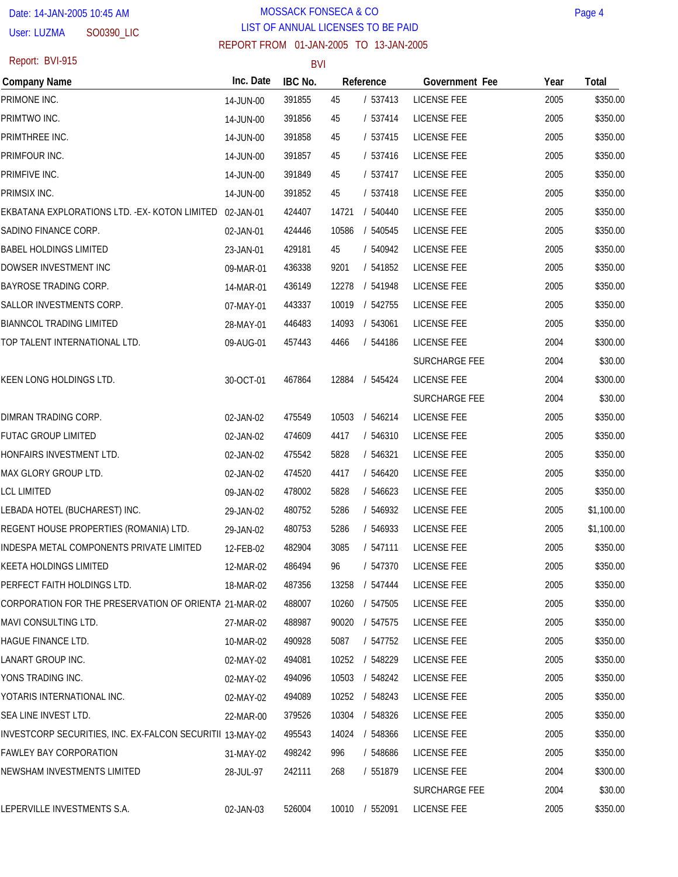Date: 14-JAN-2005 10:45 AM

User: LUZMA SO0390_LIC

Report: BVI-915

# MOSSACK FONSECA & CO

## LIST OF ANNUAL LICENSES TO BE PAID

REPORT FROM 01-JAN-2005 TO 13-JAN-2005

BVI

| Company Name | Inc. Date | IBC No. | Reference | Government Fee | Year | Total |
|---|---|---|---|---|---|---|
| PRIMONE INC. | 14-JUN-00 | 391855 | 45 / 537413 | LICENSE FEE | 2005 | $350.00 |
| PRIMTWO INC. | 14-JUN-00 | 391856 | 45 / 537414 | LICENSE FEE | 2005 | $350.00 |
| PRIMTHREE INC. | 14-JUN-00 | 391858 | 45 / 537415 | LICENSE FEE | 2005 | $350.00 |
| PRIMFOUR INC. | 14-JUN-00 | 391857 | 45 / 537416 | LICENSE FEE | 2005 | $350.00 |
| PRIMFIVE INC. | 14-JUN-00 | 391849 | 45 / 537417 | LICENSE FEE | 2005 | $350.00 |
| PRIMSIX INC. | 14-JUN-00 | 391852 | 45 / 537418 | LICENSE FEE | 2005 | $350.00 |
| EKBATANA EXPLORATIONS LTD. -EX- KOTON LIMITED | 02-JAN-01 | 424407 | 14721 / 540440 | LICENSE FEE | 2005 | $350.00 |
| SADINO FINANCE CORP. | 02-JAN-01 | 424446 | 10586 / 540545 | LICENSE FEE | 2005 | $350.00 |
| BABEL HOLDINGS LIMITED | 23-JAN-01 | 429181 | 45 / 540942 | LICENSE FEE | 2005 | $350.00 |
| DOWSER INVESTMENT INC | 09-MAR-01 | 436338 | 9201 / 541852 | LICENSE FEE | 2005 | $350.00 |
| BAYROSE TRADING CORP. | 14-MAR-01 | 436149 | 12278 / 541948 | LICENSE FEE | 2005 | $350.00 |
| SALLOR INVESTMENTS CORP. | 07-MAY-01 | 443337 | 10019 / 542755 | LICENSE FEE | 2005 | $350.00 |
| BIANNCOL TRADING LIMITED | 28-MAY-01 | 446483 | 14093 / 543061 | LICENSE FEE | 2005 | $350.00 |
| TOP TALENT INTERNATIONAL LTD. | 09-AUG-01 | 457443 | 4466 / 544186 | LICENSE FEE | 2004 | $300.00 |
| | | | | SURCHARGE FEE | 2004 | $30.00 |
| KEEN LONG HOLDINGS LTD. | 30-OCT-01 | 467864 | 12884 / 545424 | LICENSE FEE | 2004 | $300.00 |
| | | | | SURCHARGE FEE | 2004 | $30.00 |
| DIMRAN TRADING CORP. | 02-JAN-02 | 475549 | 10503 / 546214 | LICENSE FEE | 2005 | $350.00 |
| FUTAC GROUP LIMITED | 02-JAN-02 | 474609 | 4417 / 546310 | LICENSE FEE | 2005 | $350.00 |
| HONFAIRS INVESTMENT LTD. | 02-JAN-02 | 475542 | 5828 / 546321 | LICENSE FEE | 2005 | $350.00 |
| MAX GLORY GROUP LTD. | 02-JAN-02 | 474520 | 4417 / 546420 | LICENSE FEE | 2005 | $350.00 |
| LCL LIMITED | 09-JAN-02 | 478002 | 5828 / 546623 | LICENSE FEE | 2005 | $350.00 |
| LEBADA HOTEL (BUCHAREST) INC. | 29-JAN-02 | 480752 | 5286 / 546932 | LICENSE FEE | 2005 | $1,100.00 |
| REGENT HOUSE PROPERTIES (ROMANIA) LTD. | 29-JAN-02 | 480753 | 5286 / 546933 | LICENSE FEE | 2005 | $1,100.00 |
| INDESPA METAL COMPONENTS PRIVATE LIMITED | 12-FEB-02 | 482904 | 3085 / 547111 | LICENSE FEE | 2005 | $350.00 |
| KEETA HOLDINGS LIMITED | 12-MAR-02 | 486494 | 96 / 547370 | LICENSE FEE | 2005 | $350.00 |
| PERFECT FAITH HOLDINGS LTD. | 18-MAR-02 | 487356 | 13258 / 547444 | LICENSE FEE | 2005 | $350.00 |
| CORPORATION FOR THE PRESERVATION OF ORIENTA | 21-MAR-02 | 488007 | 10260 / 547505 | LICENSE FEE | 2005 | $350.00 |
| MAVI CONSULTING LTD. | 27-MAR-02 | 488987 | 90020 / 547575 | LICENSE FEE | 2005 | $350.00 |
| HAGUE FINANCE LTD. | 10-MAR-02 | 490928 | 5087 / 547752 | LICENSE FEE | 2005 | $350.00 |
| LANART GROUP INC. | 02-MAY-02 | 494081 | 10252 / 548229 | LICENSE FEE | 2005 | $350.00 |
| YONS TRADING INC. | 02-MAY-02 | 494096 | 10503 / 548242 | LICENSE FEE | 2005 | $350.00 |
| YOTARIS INTERNATIONAL INC. | 02-MAY-02 | 494089 | 10252 / 548243 | LICENSE FEE | 2005 | $350.00 |
| SEA LINE INVEST LTD. | 22-MAR-00 | 379526 | 10304 / 548326 | LICENSE FEE | 2005 | $350.00 |
| INVESTCORP SECURITIES, INC. EX-FALCON SECURITII | 13-MAY-02 | 495543 | 14024 / 548366 | LICENSE FEE | 2005 | $350.00 |
| FAWLEY BAY CORPORATION | 31-MAY-02 | 498242 | 996 / 548686 | LICENSE FEE | 2005 | $350.00 |
| NEWSHAM INVESTMENTS LIMITED | 28-JUL-97 | 242111 | 268 / 551879 | LICENSE FEE | 2004 | $300.00 |
| | | | | SURCHARGE FEE | 2004 | $30.00 |
| LEPERVILLE INVESTMENTS S.A. | 02-JAN-03 | 526004 | 10010 / 552091 | LICENSE FEE | 2005 | $350.00 |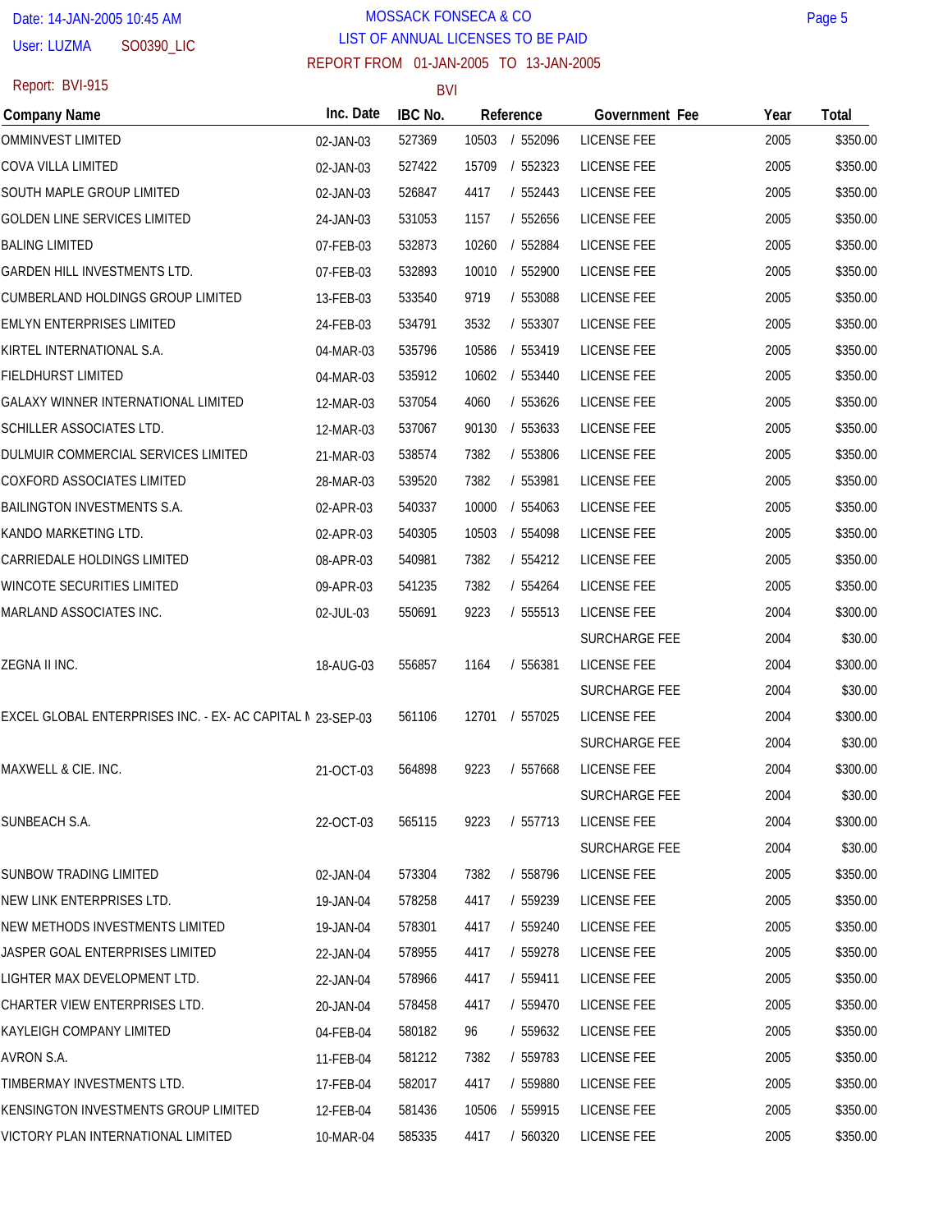Date: 14-JAN-2005 10:45 AM

User: LUZMA SO0390_LIC

Report: BVI-915

MOSSACK FONSECA & CO

LIST OF ANNUAL LICENSES TO BE PAID

REPORT FROM 01-JAN-2005 TO 13-JAN-2005

BVI

| Company Name | Inc. Date | IBC No. | Reference | Government Fee | Year | Total |
|---|---|---|---|---|---|---|
| OMMINVEST LIMITED | 02-JAN-03 | 527369 | 10503 / 552096 | LICENSE FEE | 2005 | $350.00 |
| COVA VILLA LIMITED | 02-JAN-03 | 527422 | 15709 / 552323 | LICENSE FEE | 2005 | $350.00 |
| SOUTH MAPLE GROUP LIMITED | 02-JAN-03 | 526847 | 4417 / 552443 | LICENSE FEE | 2005 | $350.00 |
| GOLDEN LINE SERVICES LIMITED | 24-JAN-03 | 531053 | 1157 / 552656 | LICENSE FEE | 2005 | $350.00 |
| BALING LIMITED | 07-FEB-03 | 532873 | 10260 / 552884 | LICENSE FEE | 2005 | $350.00 |
| GARDEN HILL INVESTMENTS LTD. | 07-FEB-03 | 532893 | 10010 / 552900 | LICENSE FEE | 2005 | $350.00 |
| CUMBERLAND HOLDINGS GROUP LIMITED | 13-FEB-03 | 533540 | 9719 / 553088 | LICENSE FEE | 2005 | $350.00 |
| EMLYN ENTERPRISES LIMITED | 24-FEB-03 | 534791 | 3532 / 553307 | LICENSE FEE | 2005 | $350.00 |
| KIRTEL INTERNATIONAL S.A. | 04-MAR-03 | 535796 | 10586 / 553419 | LICENSE FEE | 2005 | $350.00 |
| FIELDHURST LIMITED | 04-MAR-03 | 535912 | 10602 / 553440 | LICENSE FEE | 2005 | $350.00 |
| GALAXY WINNER INTERNATIONAL LIMITED | 12-MAR-03 | 537054 | 4060 / 553626 | LICENSE FEE | 2005 | $350.00 |
| SCHILLER ASSOCIATES LTD. | 12-MAR-03 | 537067 | 90130 / 553633 | LICENSE FEE | 2005 | $350.00 |
| DULMUIR COMMERCIAL SERVICES LIMITED | 21-MAR-03 | 538574 | 7382 / 553806 | LICENSE FEE | 2005 | $350.00 |
| COXFORD ASSOCIATES LIMITED | 28-MAR-03 | 539520 | 7382 / 553981 | LICENSE FEE | 2005 | $350.00 |
| BAILINGTON INVESTMENTS S.A. | 02-APR-03 | 540337 | 10000 / 554063 | LICENSE FEE | 2005 | $350.00 |
| KANDO MARKETING LTD. | 02-APR-03 | 540305 | 10503 / 554098 | LICENSE FEE | 2005 | $350.00 |
| CARRIEDALE HOLDINGS LIMITED | 08-APR-03 | 540981 | 7382 / 554212 | LICENSE FEE | 2005 | $350.00 |
| WINCOTE SECURITIES LIMITED | 09-APR-03 | 541235 | 7382 / 554264 | LICENSE FEE | 2005 | $350.00 |
| MARLAND ASSOCIATES INC. | 02-JUL-03 | 550691 | 9223 / 555513 | LICENSE FEE | 2004 | $300.00 |
| | | | | SURCHARGE FEE | 2004 | $30.00 |
| ZEGNA II INC. | 18-AUG-03 | 556857 | 1164 / 556381 | LICENSE FEE | 2004 | $300.00 |
| | | | | SURCHARGE FEE | 2004 | $30.00 |
| EXCEL GLOBAL ENTERPRISES INC. - EX- AC CAPITAL I | 23-SEP-03 | 561106 | 12701 / 557025 | LICENSE FEE | 2004 | $300.00 |
| | | | | SURCHARGE FEE | 2004 | $30.00 |
| MAXWELL & CIE. INC. | 21-OCT-03 | 564898 | 9223 / 557668 | LICENSE FEE | 2004 | $300.00 |
| | | | | SURCHARGE FEE | 2004 | $30.00 |
| SUNBEACH S.A. | 22-OCT-03 | 565115 | 9223 / 557713 | LICENSE FEE | 2004 | $300.00 |
| | | | | SURCHARGE FEE | 2004 | $30.00 |
| SUNBOW TRADING LIMITED | 02-JAN-04 | 573304 | 7382 / 558796 | LICENSE FEE | 2005 | $350.00 |
| NEW LINK ENTERPRISES LTD. | 19-JAN-04 | 578258 | 4417 / 559239 | LICENSE FEE | 2005 | $350.00 |
| NEW METHODS INVESTMENTS LIMITED | 19-JAN-04 | 578301 | 4417 / 559240 | LICENSE FEE | 2005 | $350.00 |
| JASPER GOAL ENTERPRISES LIMITED | 22-JAN-04 | 578955 | 4417 / 559278 | LICENSE FEE | 2005 | $350.00 |
| LIGHTER MAX DEVELOPMENT LTD. | 22-JAN-04 | 578966 | 4417 / 559411 | LICENSE FEE | 2005 | $350.00 |
| CHARTER VIEW ENTERPRISES LTD. | 20-JAN-04 | 578458 | 4417 / 559470 | LICENSE FEE | 2005 | $350.00 |
| KAYLEIGH COMPANY LIMITED | 04-FEB-04 | 580182 | 96 / 559632 | LICENSE FEE | 2005 | $350.00 |
| AVRON S.A. | 11-FEB-04 | 581212 | 7382 / 559783 | LICENSE FEE | 2005 | $350.00 |
| TIMBERMAY INVESTMENTS LTD. | 17-FEB-04 | 582017 | 4417 / 559880 | LICENSE FEE | 2005 | $350.00 |
| KENSINGTON INVESTMENTS GROUP LIMITED | 12-FEB-04 | 581436 | 10506 / 559915 | LICENSE FEE | 2005 | $350.00 |
| VICTORY PLAN INTERNATIONAL LIMITED | 10-MAR-04 | 585335 | 4417 / 560320 | LICENSE FEE | 2005 | $350.00 |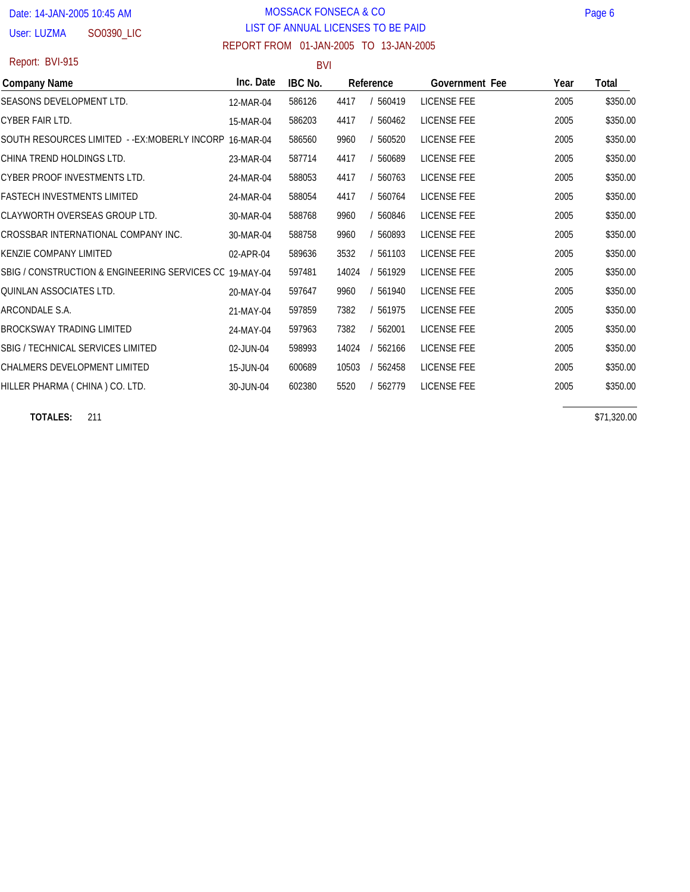Date: 14-JAN-2005 10:45 AM

User: LUZMA SO0390_LIC

Report: BVI-915

# MOSSACK FONSECA & CO

## LIST OF ANNUAL LICENSES TO BE PAID

REPORT FROM 01-JAN-2005 TO 13-JAN-2005

BVI

| Company Name | Inc. Date | IBC No. | Reference | Government Fee | Year | Total |
|---|---|---|---|---|---|---|
| SEASONS DEVELOPMENT LTD. | 12-MAR-04 | 586126 | 4417 / 560419 | LICENSE FEE | 2005 | $350.00 |
| CYBER FAIR LTD. | 15-MAR-04 | 586203 | 4417 / 560462 | LICENSE FEE | 2005 | $350.00 |
| SOUTH RESOURCES LIMITED - -EX:MOBERLY INCORP | 16-MAR-04 | 586560 | 9960 / 560520 | LICENSE FEE | 2005 | $350.00 |
| CHINA TREND HOLDINGS LTD. | 23-MAR-04 | 587714 | 4417 / 560689 | LICENSE FEE | 2005 | $350.00 |
| CYBER PROOF INVESTMENTS LTD. | 24-MAR-04 | 588053 | 4417 / 560763 | LICENSE FEE | 2005 | $350.00 |
| FASTECH INVESTMENTS LIMITED | 24-MAR-04 | 588054 | 4417 / 560764 | LICENSE FEE | 2005 | $350.00 |
| CLAYWORTH OVERSEAS GROUP LTD. | 30-MAR-04 | 588768 | 9960 / 560846 | LICENSE FEE | 2005 | $350.00 |
| CROSSBAR INTERNATIONAL COMPANY INC. | 30-MAR-04 | 588758 | 9960 / 560893 | LICENSE FEE | 2005 | $350.00 |
| KENZIE COMPANY LIMITED | 02-APR-04 | 589636 | 3532 / 561103 | LICENSE FEE | 2005 | $350.00 |
| SBIG / CONSTRUCTION & ENGINEERING SERVICES CC | 19-MAY-04 | 597481 | 14024 / 561929 | LICENSE FEE | 2005 | $350.00 |
| QUINLAN ASSOCIATES LTD. | 20-MAY-04 | 597647 | 9960 / 561940 | LICENSE FEE | 2005 | $350.00 |
| ARCONDALE S.A. | 21-MAY-04 | 597859 | 7382 / 561975 | LICENSE FEE | 2005 | $350.00 |
| BROCKSWAY TRADING LIMITED | 24-MAY-04 | 597963 | 7382 / 562001 | LICENSE FEE | 2005 | $350.00 |
| SBIG / TECHNICAL SERVICES LIMITED | 02-JUN-04 | 598993 | 14024 / 562166 | LICENSE FEE | 2005 | $350.00 |
| CHALMERS DEVELOPMENT LIMITED | 15-JUN-04 | 600689 | 10503 / 562458 | LICENSE FEE | 2005 | $350.00 |
| HILLER PHARMA ( CHINA ) CO. LTD. | 30-JUN-04 | 602380 | 5520 / 562779 | LICENSE FEE | 2005 | $350.00 |

**TOTALES:** 211 $71,320.00